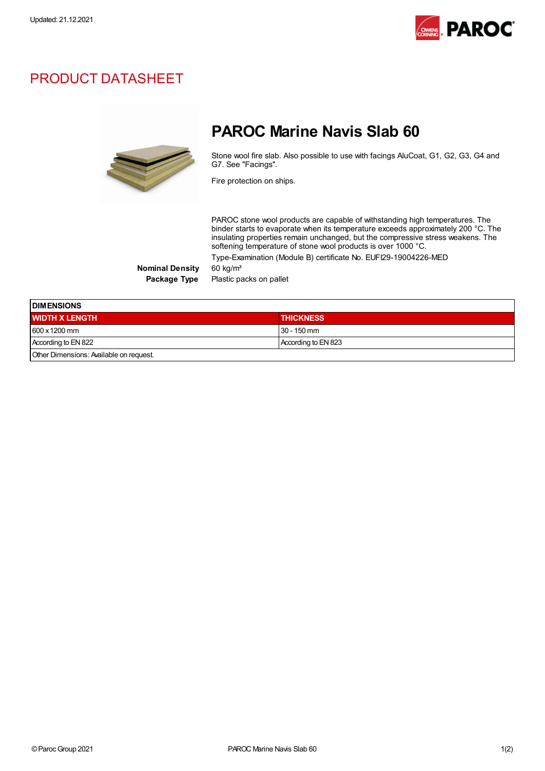Updated: 21.12.2021

# PRODUCT DATASHEET

## PAROC Marine Navis Slab 60

Stone wool fire slab. Also possible to use with facings AluCoat, G1, G2, G3, G4 and G7. See "Facings".

Fire protection on ships.

PAROC stone wool products are capable of withstanding high temperatures. The binder starts to evaporate when its temperature exceeds approximately 200 °C. The insulating properties remain unchanged, but the compressive stress weakens. The softening temperature of stone wool products is over 1000 °C.

Type-Examination (Module B) certificate No. EUFI29-19004226-MED

**Nominal Density** 60 kg/m³

**Package Type** Plastic packs on pallet

| DIMENSIONS | |
|---|---|
| **WIDTH X LENGTH** | **THICKNESS** |
| 600 x 1200 mm | 30 - 150 mm |
| According to EN 822 | According to EN 823 |
| Other Dimensions: Available on request. | |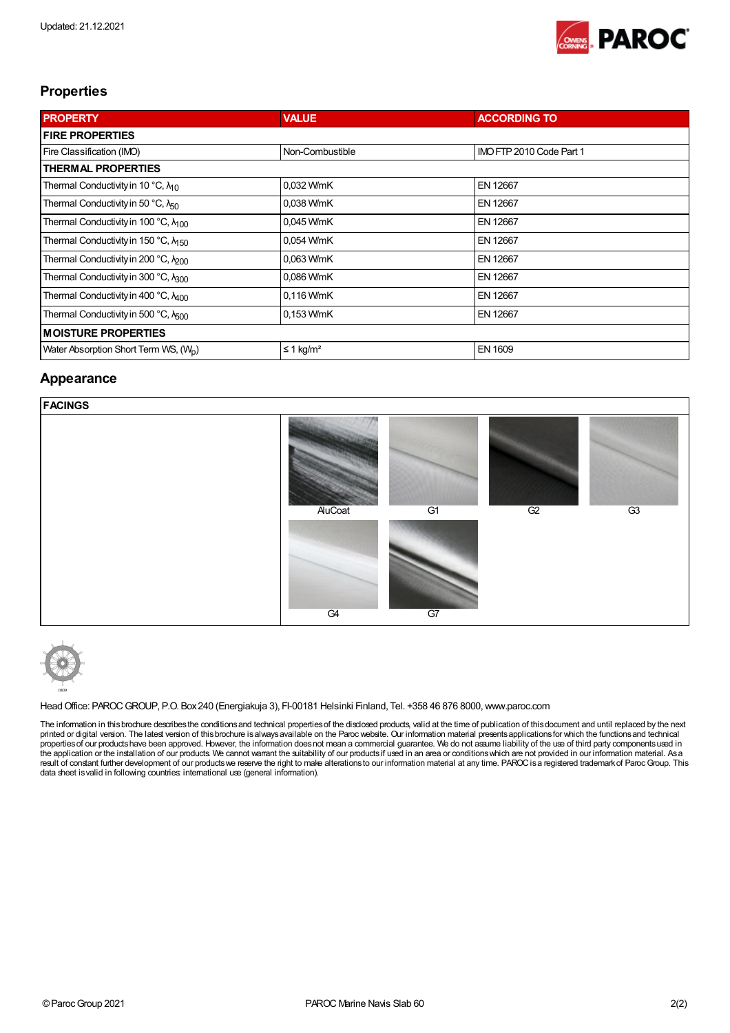Updated: 21.12.2021

## Properties

| PROPERTY | VALUE | ACCORDING TO |
|---|---|---|
| **FIRE PROPERTIES** | | |
| Fire Classification (IMO) | Non-Combustible | IMO FTP 2010 Code Part 1 |
| **THERMAL PROPERTIES** | | |
| Thermal Conductivity in 10 °C, $\lambda_{10}$ | 0,032 W/mK | EN 12667 |
| Thermal Conductivity in 50 °C, $\lambda_{50}$ | 0,038 W/mK | EN 12667 |
| Thermal Conductivity in 100 °C, $\lambda_{100}$ | 0,045 W/mK | EN 12667 |
| Thermal Conductivity in 150 °C, $\lambda_{150}$ | 0,054 W/mK | EN 12667 |
| Thermal Conductivity in 200 °C, $\lambda_{200}$ | 0,063 W/mK | EN 12667 |
| Thermal Conductivity in 300 °C, $\lambda_{300}$ | 0,086 W/mK | EN 12667 |
| Thermal Conductivity in 400 °C, $\lambda_{400}$ | 0,116 W/mK | EN 12667 |
| Thermal Conductivity in 500 °C, $\lambda_{500}$ | 0,153 W/mK | EN 12667 |
| **MOISTURE PROPERTIES** | | |
| Water Absorption Short Term WS, ($W_p$) | ≤ 1 kg/m² | EN 1609 |

## Appearance

**FACINGS**

AluCoat, G1, G2, G3, G4, G7

Head Office: PAROC GROUP, P.O. Box 240 (Energiakuja 3), FI-00181 Helsinki Finland, Tel. +358 46 876 8000, www.paroc.com

The information in this brochure describes the conditions and technical properties of the disclosed products, valid at the time of publication of this document and until replaced by the next printed or digital version. The latest version of this brochure is always available on the Paroc website. Our information material presents applications for which the functions and technical properties of our products have been approved. However, the information does not mean a commercial guarantee. We do not assume liability of the use of third party components used in the application or the installation of our products. We cannot warrant the suitability of our products if used in an area or conditions which are not provided in our information material. As a result of constant further development of our products we reserve the right to make alterations to our information material at any time. PAROC is a registered trademark of Paroc Group. This data sheet is valid in following countries: international use (general information).

© Paroc Group 2021 PAROC Marine Navis Slab 60